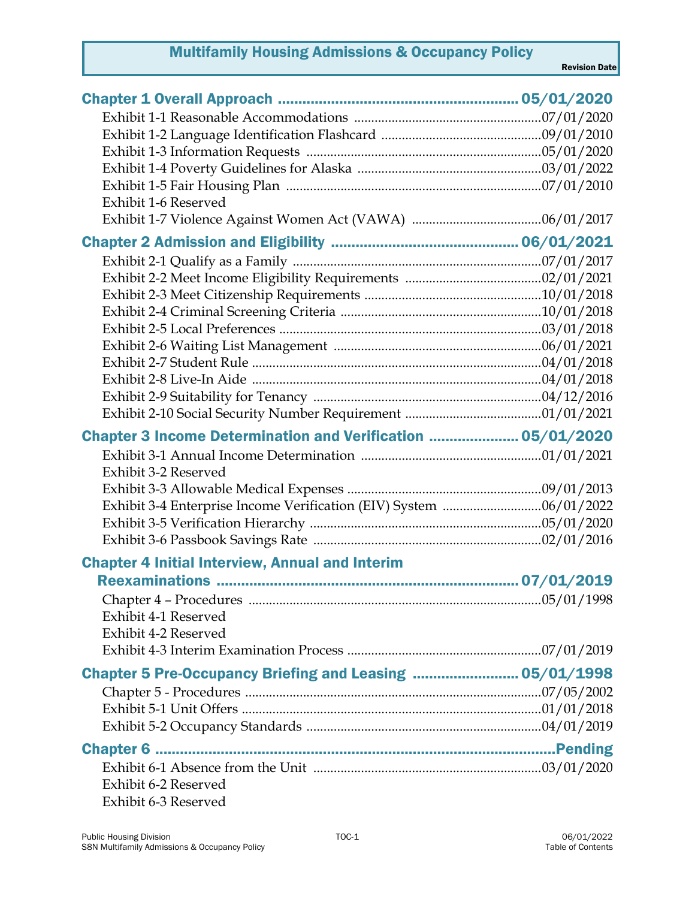# Multifamily Housing Admissions & Occupancy Policy

| | Revision Date |
|---|---|
| **Chapter 1 Overall Approach** | **05/01/2020** |
| Exhibit 1-1 Reasonable Accommodations | 07/01/2020 |
| Exhibit 1-2 Language Identification Flashcard | 09/01/2010 |
| Exhibit 1-3 Information Requests | 05/01/2020 |
| Exhibit 1-4 Poverty Guidelines for Alaska | 03/01/2022 |
| Exhibit 1-5 Fair Housing Plan | 07/01/2010 |
| Exhibit 1-6 Reserved | |
| Exhibit 1-7 Violence Against Women Act (VAWA) | 06/01/2017 |
| **Chapter 2 Admission and Eligibility** | **06/01/2021** |
| Exhibit 2-1 Qualify as a Family | 07/01/2017 |
| Exhibit 2-2 Meet Income Eligibility Requirements | 02/01/2021 |
| Exhibit 2-3 Meet Citizenship Requirements | 10/01/2018 |
| Exhibit 2-4 Criminal Screening Criteria | 10/01/2018 |
| Exhibit 2-5 Local Preferences | 03/01/2018 |
| Exhibit 2-6 Waiting List Management | 06/01/2021 |
| Exhibit 2-7 Student Rule | 04/01/2018 |
| Exhibit 2-8 Live-In Aide | 04/01/2018 |
| Exhibit 2-9 Suitability for Tenancy | 04/12/2016 |
| Exhibit 2-10 Social Security Number Requirement | 01/01/2021 |
| **Chapter 3 Income Determination and Verification** | **05/01/2020** |
| Exhibit 3-1 Annual Income Determination | 01/01/2021 |
| Exhibit 3-2 Reserved | |
| Exhibit 3-3 Allowable Medical Expenses | 09/01/2013 |
| Exhibit 3-4 Enterprise Income Verification (EIV) System | 06/01/2022 |
| Exhibit 3-5 Verification Hierarchy | 05/01/2020 |
| Exhibit 3-6 Passbook Savings Rate | 02/01/2016 |
| **Chapter 4 Initial Interview, Annual and Interim Reexaminations** | **07/01/2019** |
| Chapter 4 – Procedures | 05/01/1998 |
| Exhibit 4-1 Reserved | |
| Exhibit 4-2 Reserved | |
| Exhibit 4-3 Interim Examination Process | 07/01/2019 |
| **Chapter 5 Pre-Occupancy Briefing and Leasing** | **05/01/1998** |
| Chapter 5 - Procedures | 07/05/2002 |
| Exhibit 5-1 Unit Offers | 01/01/2018 |
| Exhibit 5-2 Occupancy Standards | 04/01/2019 |
| **Chapter 6** | **Pending** |
| Exhibit 6-1 Absence from the Unit | 03/01/2020 |
| Exhibit 6-2 Reserved | |
| Exhibit 6-3 Reserved | |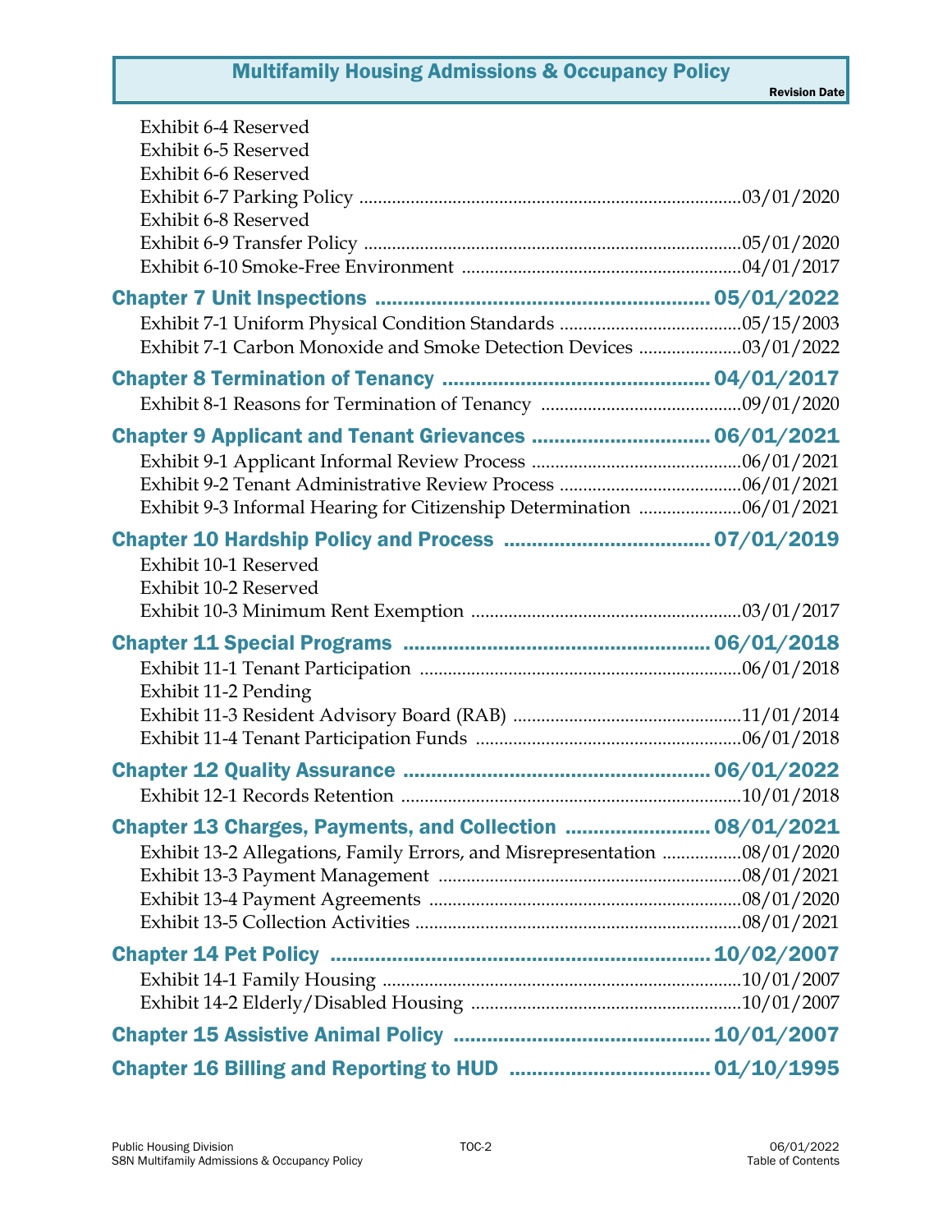Exhibit 6-4 Reserved
Exhibit 6-5 Reserved
Exhibit 6-6 Reserved
Exhibit 6-7 Parking Policy ....................................................................................03/01/2020
Exhibit 6-8 Reserved
Exhibit 6-9 Transfer Policy ....................................................................................05/01/2020
Exhibit 6-10 Smoke-Free Environment ...............................................................04/01/2017

## Chapter 7 Unit Inspections ........................................................ 05/01/2022

Exhibit 7-1 Uniform Physical Condition Standards .........................................05/15/2003
Exhibit 7-1 Carbon Monoxide and Smoke Detection Devices ........................03/01/2022

## Chapter 8 Termination of Tenancy ............................................ 04/01/2017

Exhibit 8-1 Reasons for Termination of Tenancy .............................................09/01/2020

## Chapter 9 Applicant and Tenant Grievances ............................. 06/01/2021

Exhibit 9-1 Applicant Informal Review Process ...............................................06/01/2021
Exhibit 9-2 Tenant Administrative Review Process .........................................06/01/2021
Exhibit 9-3 Informal Hearing for Citizenship Determination ........................06/01/2021

## Chapter 10 Hardship Policy and Process .................................. 07/01/2019

Exhibit 10-1 Reserved
Exhibit 10-2 Reserved
Exhibit 10-3 Minimum Rent Exemption ............................................................03/01/2017

## Chapter 11 Special Programs ..................................................... 06/01/2018

Exhibit 11-1 Tenant Participation .......................................................................06/01/2018
Exhibit 11-2 Pending
Exhibit 11-3 Resident Advisory Board (RAB) ...................................................11/01/2014
Exhibit 11-4 Tenant Participation Funds ...........................................................06/01/2018

## Chapter 12 Quality Assurance .................................................... 06/01/2022

Exhibit 12-1 Records Retention ...........................................................................10/01/2018

## Chapter 13 Charges, Payments, and Collection ......................... 08/01/2021

Exhibit 13-2 Allegations, Family Errors, and Misrepresentation ...................08/01/2020
Exhibit 13-3 Payment Management ...................................................................08/01/2021
Exhibit 13-4 Payment Agreements .....................................................................08/01/2020
Exhibit 13-5 Collection Activities ........................................................................08/01/2021

## Chapter 14 Pet Policy .................................................................. 10/02/2007

Exhibit 14-1 Family Housing ...............................................................................10/01/2007
Exhibit 14-2 Elderly/Disabled Housing ............................................................10/01/2007

## Chapter 15 Assistive Animal Policy ............................................ 10/01/2007

## Chapter 16 Billing and Reporting to HUD .................................. 01/10/1995